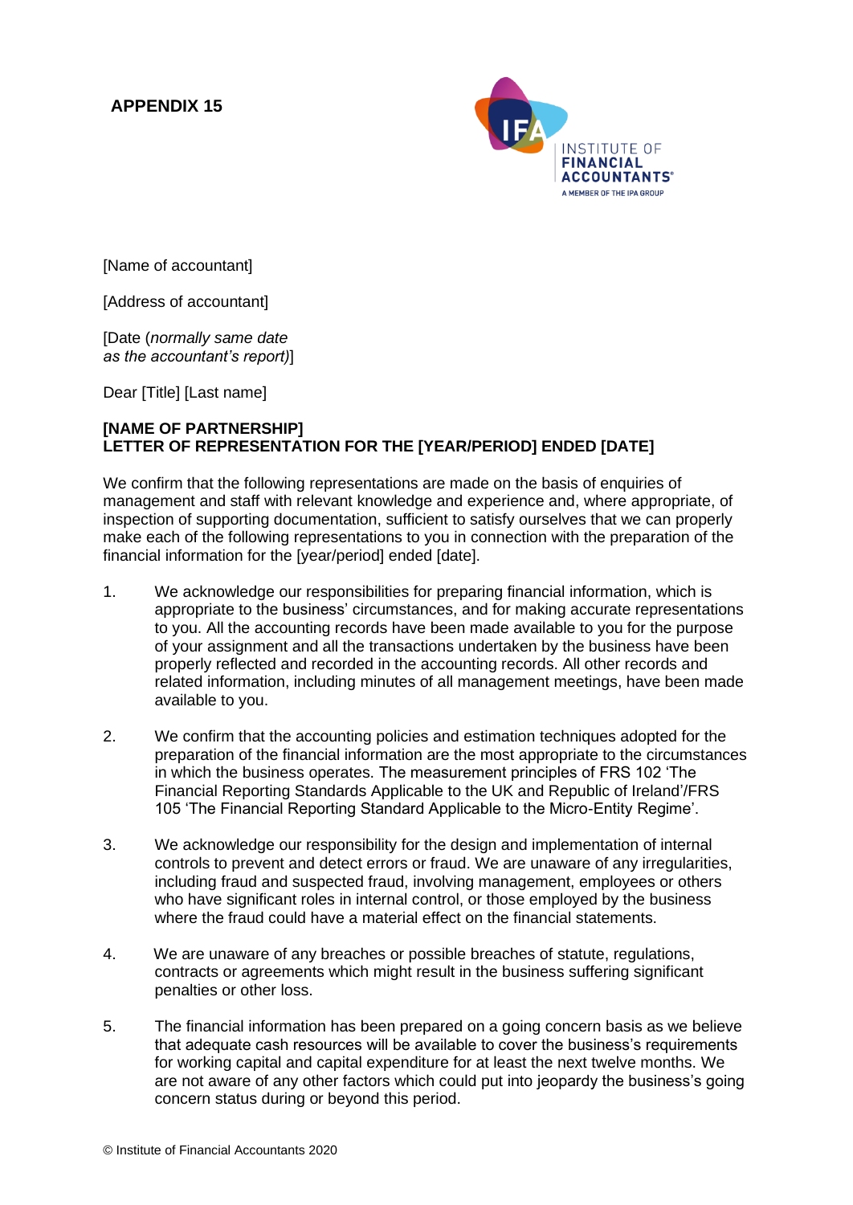**APPENDIX 15**

INSTITUTE OF FINANCIAL ACCOUNTANTS
A MEMBER OF THE IPA GROUP

[Name of accountant]

[Address of accountant]

[Date (*normally same date as the accountant's report)*]

Dear [Title] [Last name]

**[NAME OF PARTNERSHIP]**
**LETTER OF REPRESENTATION FOR THE [YEAR/PERIOD] ENDED [DATE]**

We confirm that the following representations are made on the basis of enquiries of management and staff with relevant knowledge and experience and, where appropriate, of inspection of supporting documentation, sufficient to satisfy ourselves that we can properly make each of the following representations to you in connection with the preparation of the financial information for the [year/period] ended [date].

1. We acknowledge our responsibilities for preparing financial information, which is appropriate to the business' circumstances, and for making accurate representations to you. All the accounting records have been made available to you for the purpose of your assignment and all the transactions undertaken by the business have been properly reflected and recorded in the accounting records. All other records and related information, including minutes of all management meetings, have been made available to you.

2. We confirm that the accounting policies and estimation techniques adopted for the preparation of the financial information are the most appropriate to the circumstances in which the business operates. The measurement principles of FRS 102 'The Financial Reporting Standards Applicable to the UK and Republic of Ireland'/FRS 105 'The Financial Reporting Standard Applicable to the Micro-Entity Regime'.

3. We acknowledge our responsibility for the design and implementation of internal controls to prevent and detect errors or fraud. We are unaware of any irregularities, including fraud and suspected fraud, involving management, employees or others who have significant roles in internal control, or those employed by the business where the fraud could have a material effect on the financial statements.

4. We are unaware of any breaches or possible breaches of statute, regulations, contracts or agreements which might result in the business suffering significant penalties or other loss.

5. The financial information has been prepared on a going concern basis as we believe that adequate cash resources will be available to cover the business's requirements for working capital and capital expenditure for at least the next twelve months. We are not aware of any other factors which could put into jeopardy the business's going concern status during or beyond this period.

© Institute of Financial Accountants 2020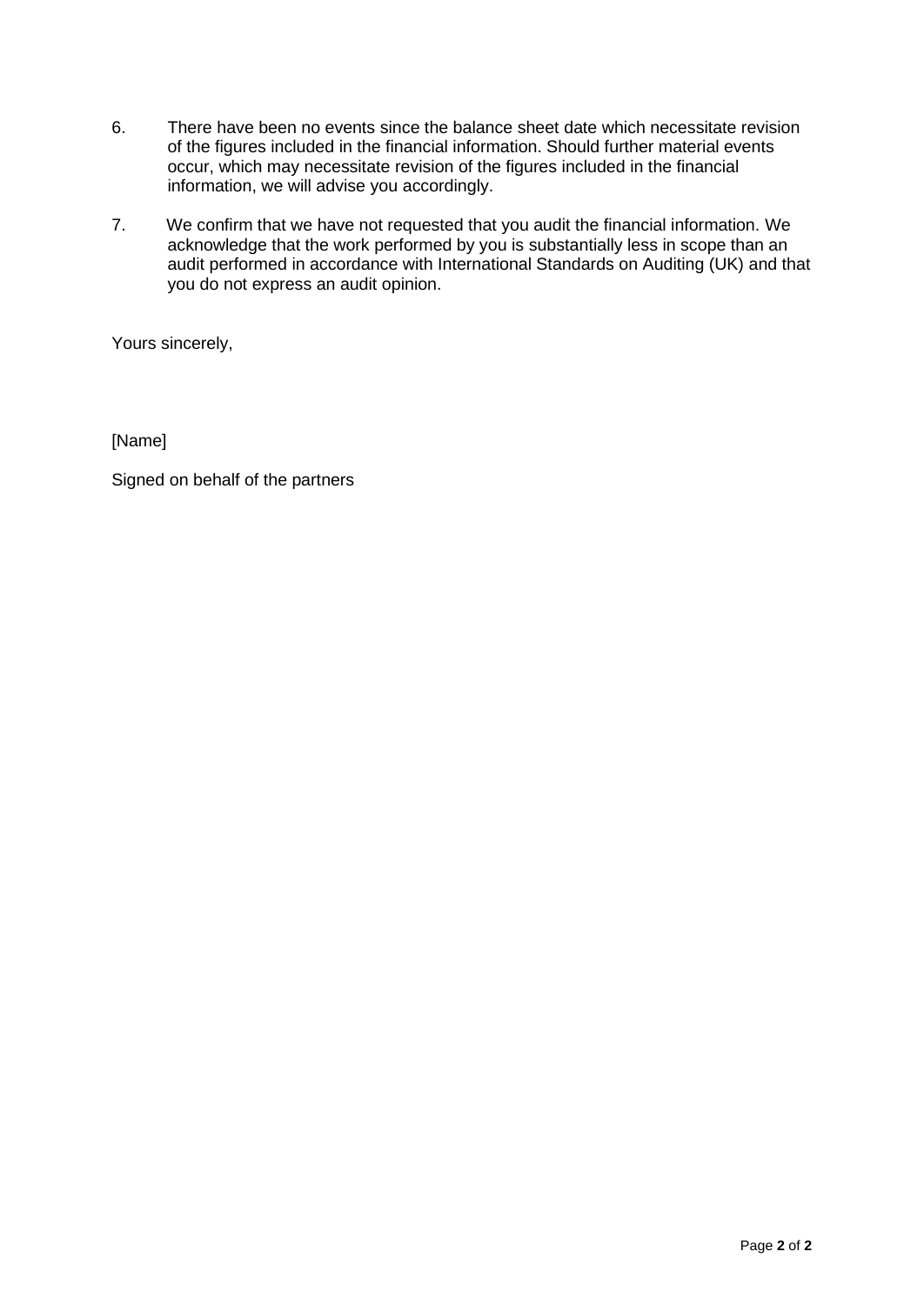6. There have been no events since the balance sheet date which necessitate revision of the figures included in the financial information. Should further material events occur, which may necessitate revision of the figures included in the financial information, we will advise you accordingly.

7. We confirm that we have not requested that you audit the financial information. We acknowledge that the work performed by you is substantially less in scope than an audit performed in accordance with International Standards on Auditing (UK) and that you do not express an audit opinion.

Yours sincerely,

[Name]

Signed on behalf of the partners